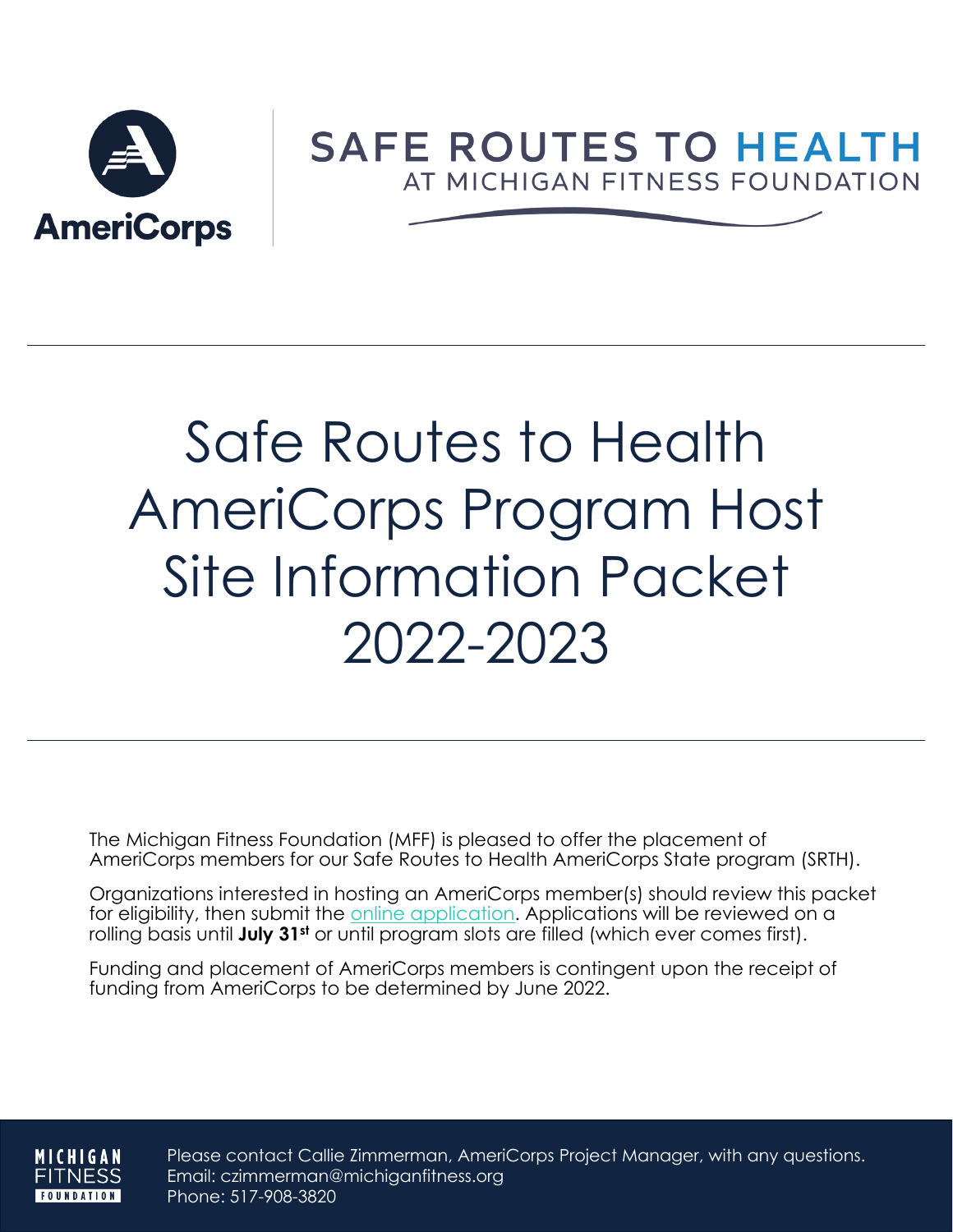AmeriCorps

SAFE ROUTES TO HEALTH
AT MICHIGAN FITNESS FOUNDATION

# Safe Routes to Health AmeriCorps Program Host Site Information Packet 2022-2023

The Michigan Fitness Foundation (MFF) is pleased to offer the placement of AmeriCorps members for our Safe Routes to Health AmeriCorps State program (SRTH).

Organizations interested in hosting an AmeriCorps member(s) should review this packet for eligibility, then submit the online application. Applications will be reviewed on a rolling basis until **July 31st** or until program slots are filled (which ever comes first).

Funding and placement of AmeriCorps members is contingent upon the receipt of funding from AmeriCorps to be determined by June 2022.

MICHIGAN FITNESS FOUNDATION

Please contact Callie Zimmerman, AmeriCorps Project Manager, with any questions.
Email: czimmerman@michiganfitness.org
Phone: 517-908-3820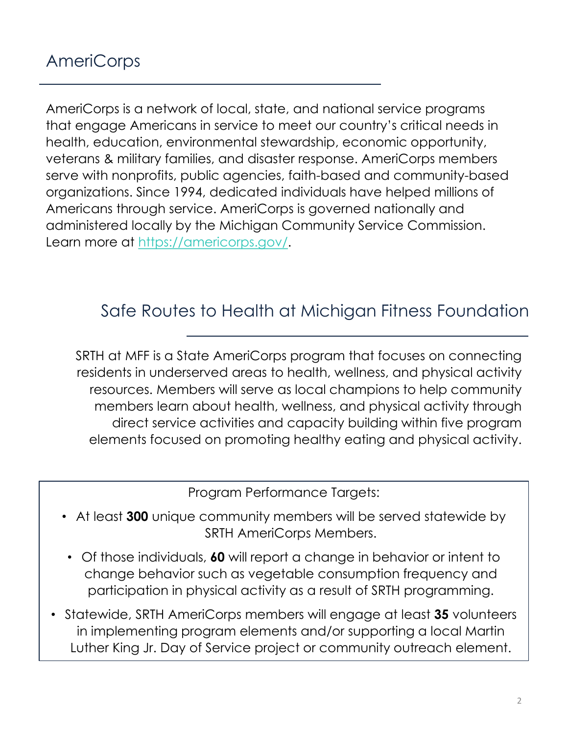## AmeriCorps

AmeriCorps is a network of local, state, and national service programs that engage Americans in service to meet our country's critical needs in health, education, environmental stewardship, economic opportunity, veterans & military families, and disaster response. AmeriCorps members serve with nonprofits, public agencies, faith-based and community-based organizations. Since 1994, dedicated individuals have helped millions of Americans through service. AmeriCorps is governed nationally and administered locally by the Michigan Community Service Commission. Learn more at [https://americorps.gov/](https://americorps.gov/).

## Safe Routes to Health at Michigan Fitness Foundation

SRTH at MFF is a State AmeriCorps program that focuses on connecting residents in underserved areas to health, wellness, and physical activity resources. Members will serve as local champions to help community members learn about health, wellness, and physical activity through direct service activities and capacity building within five program elements focused on promoting healthy eating and physical activity.

Program Performance Targets:

- At least **300** unique community members will be served statewide by SRTH AmeriCorps Members.
- Of those individuals, **60** will report a change in behavior or intent to change behavior such as vegetable consumption frequency and participation in physical activity as a result of SRTH programming.
- Statewide, SRTH AmeriCorps members will engage at least **35** volunteers in implementing program elements and/or supporting a local Martin Luther King Jr. Day of Service project or community outreach element.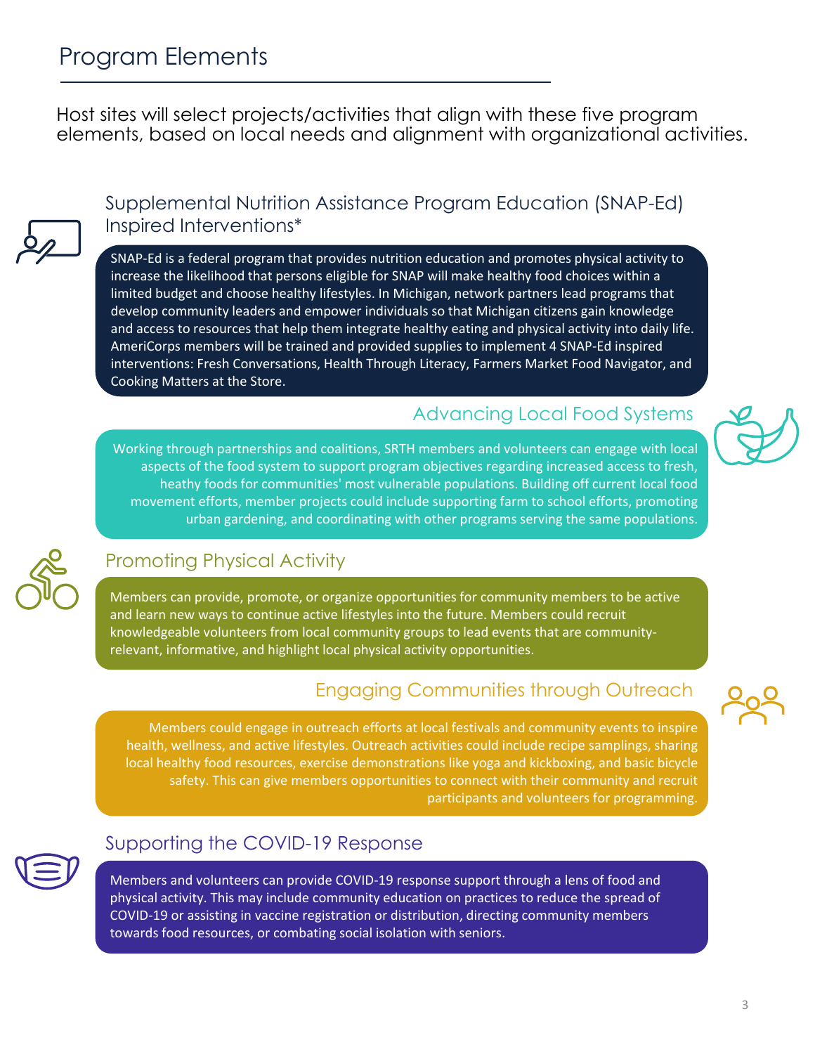# Program Elements

Host sites will select projects/activities that align with these five program elements, based on local needs and alignment with organizational activities.

## Supplemental Nutrition Assistance Program Education (SNAP-Ed) Inspired Interventions*

SNAP-Ed is a federal program that provides nutrition education and promotes physical activity to increase the likelihood that persons eligible for SNAP will make healthy food choices within a limited budget and choose healthy lifestyles. In Michigan, network partners lead programs that develop community leaders and empower individuals so that Michigan citizens gain knowledge and access to resources that help them integrate healthy eating and physical activity into daily life. AmeriCorps members will be trained and provided supplies to implement 4 SNAP-Ed inspired interventions: Fresh Conversations, Health Through Literacy, Farmers Market Food Navigator, and Cooking Matters at the Store.

## Advancing Local Food Systems

Working through partnerships and coalitions, SRTH members and volunteers can engage with local aspects of the food system to support program objectives regarding increased access to fresh, heathy foods for communities' most vulnerable populations. Building off current local food movement efforts, member projects could include supporting farm to school efforts, promoting urban gardening, and coordinating with other programs serving the same populations.

## Promoting Physical Activity

Members can provide, promote, or organize opportunities for community members to be active and learn new ways to continue active lifestyles into the future. Members could recruit knowledgeable volunteers from local community groups to lead events that are community-relevant, informative, and highlight local physical activity opportunities.

## Engaging Communities through Outreach

Members could engage in outreach efforts at local festivals and community events to inspire health, wellness, and active lifestyles. Outreach activities could include recipe samplings, sharing local healthy food resources, exercise demonstrations like yoga and kickboxing, and basic bicycle safety. This can give members opportunities to connect with their community and recruit participants and volunteers for programming.

## Supporting the COVID-19 Response

Members and volunteers can provide COVID-19 response support through a lens of food and physical activity. This may include community education on practices to reduce the spread of COVID-19 or assisting in vaccine registration or distribution, directing community members towards food resources, or combating social isolation with seniors.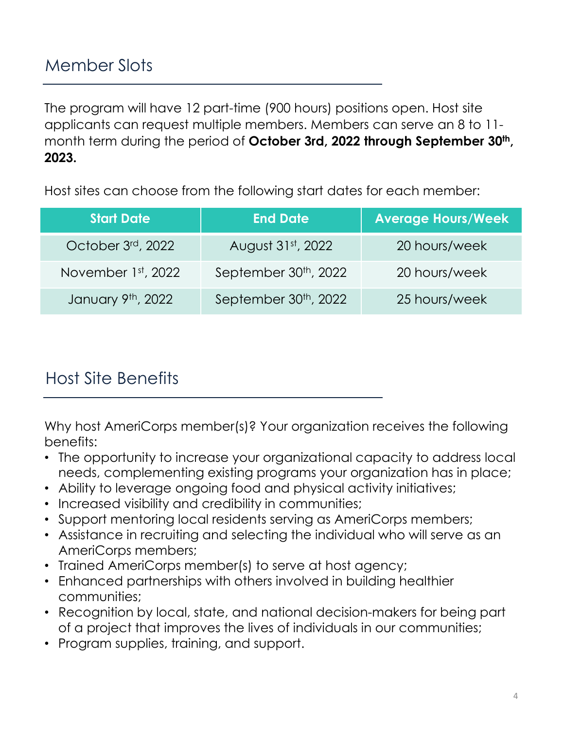## Member Slots

The program will have 12 part-time (900 hours) positions open. Host site applicants can request multiple members. Members can serve an 8 to 11-month term during the period of **October 3rd, 2022 through September 30th, 2023.**

Host sites can choose from the following start dates for each member:

| Start Date | End Date | Average Hours/Week |
|---|---|---|
| October 3rd, 2022 | August 31st, 2022 | 20 hours/week |
| November 1st, 2022 | September 30th, 2022 | 20 hours/week |
| January 9th, 2022 | September 30th, 2022 | 25 hours/week |

## Host Site Benefits

Why host AmeriCorps member(s)? Your organization receives the following benefits:

- The opportunity to increase your organizational capacity to address local needs, complementing existing programs your organization has in place;
- Ability to leverage ongoing food and physical activity initiatives;
- Increased visibility and credibility in communities;
- Support mentoring local residents serving as AmeriCorps members;
- Assistance in recruiting and selecting the individual who will serve as an AmeriCorps members;
- Trained AmeriCorps member(s) to serve at host agency;
- Enhanced partnerships with others involved in building healthier communities;
- Recognition by local, state, and national decision-makers for being part of a project that improves the lives of individuals in our communities;
- Program supplies, training, and support.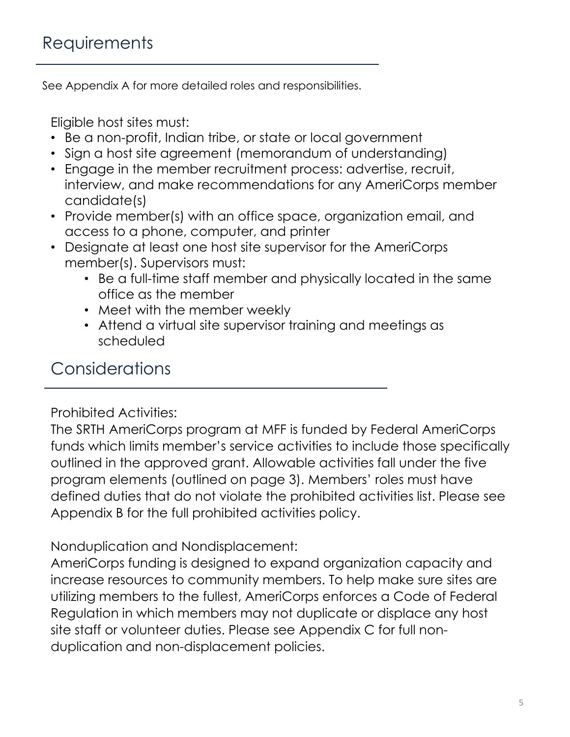## Requirements

See Appendix A for more detailed roles and responsibilities.

Eligible host sites must:

- Be a non-profit, Indian tribe, or state or local government
- Sign a host site agreement (memorandum of understanding)
- Engage in the member recruitment process: advertise, recruit, interview, and make recommendations for any AmeriCorps member candidate(s)
- Provide member(s) with an office space, organization email, and access to a phone, computer, and printer
- Designate at least one host site supervisor for the AmeriCorps member(s). Supervisors must:
  - Be a full-time staff member and physically located in the same office as the member
  - Meet with the member weekly
  - Attend a virtual site supervisor training and meetings as scheduled

## Considerations

Prohibited Activities:
The SRTH AmeriCorps program at MFF is funded by Federal AmeriCorps funds which limits member's service activities to include those specifically outlined in the approved grant. Allowable activities fall under the five program elements (outlined on page 3). Members' roles must have defined duties that do not violate the prohibited activities list. Please see Appendix B for the full prohibited activities policy.

Nonduplication and Nondisplacement:
AmeriCorps funding is designed to expand organization capacity and increase resources to community members. To help make sure sites are utilizing members to the fullest, AmeriCorps enforces a Code of Federal Regulation in which members may not duplicate or displace any host site staff or volunteer duties. Please see Appendix C for full non-duplication and non-displacement policies.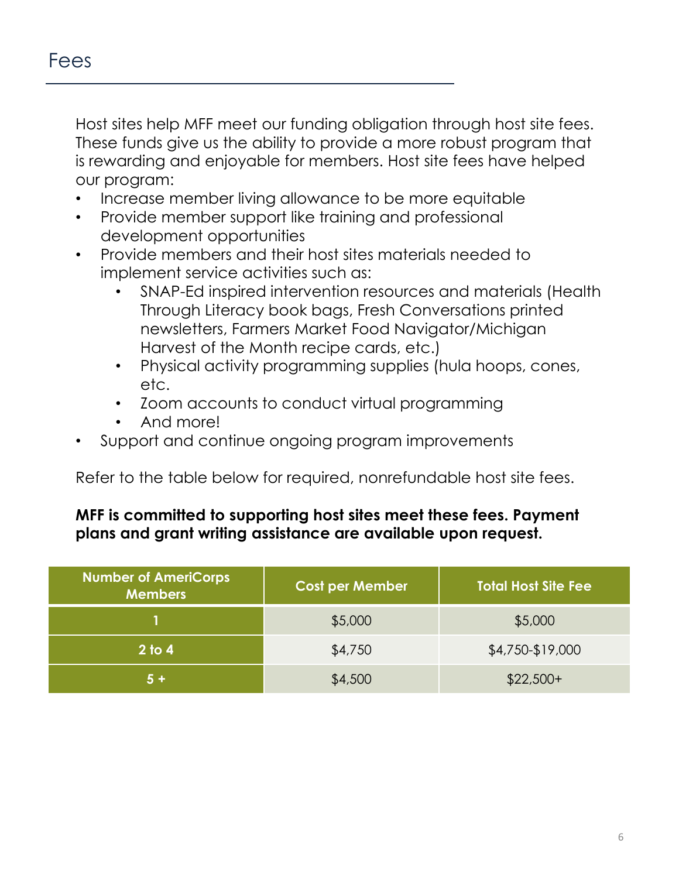## Fees

Host sites help MFF meet our funding obligation through host site fees. These funds give us the ability to provide a more robust program that is rewarding and enjoyable for members. Host site fees have helped our program:

- Increase member living allowance to be more equitable
- Provide member support like training and professional development opportunities
- Provide members and their host sites materials needed to implement service activities such as:
    - SNAP-Ed inspired intervention resources and materials (Health Through Literacy book bags, Fresh Conversations printed newsletters, Farmers Market Food Navigator/Michigan Harvest of the Month recipe cards, etc.)
    - Physical activity programming supplies (hula hoops, cones, etc.
    - Zoom accounts to conduct virtual programming
    - And more!
- Support and continue ongoing program improvements

Refer to the table below for required, nonrefundable host site fees.

**MFF is committed to supporting host sites meet these fees. Payment plans and grant writing assistance are available upon request.**

| Number of AmeriCorps Members | Cost per Member | Total Host Site Fee |
| --- | --- | --- |
| 1 | $5,000 | $5,000 |
| 2 to 4 | $4,750 | $4,750-$19,000 |
| 5 + | $4,500 | $22,500+ |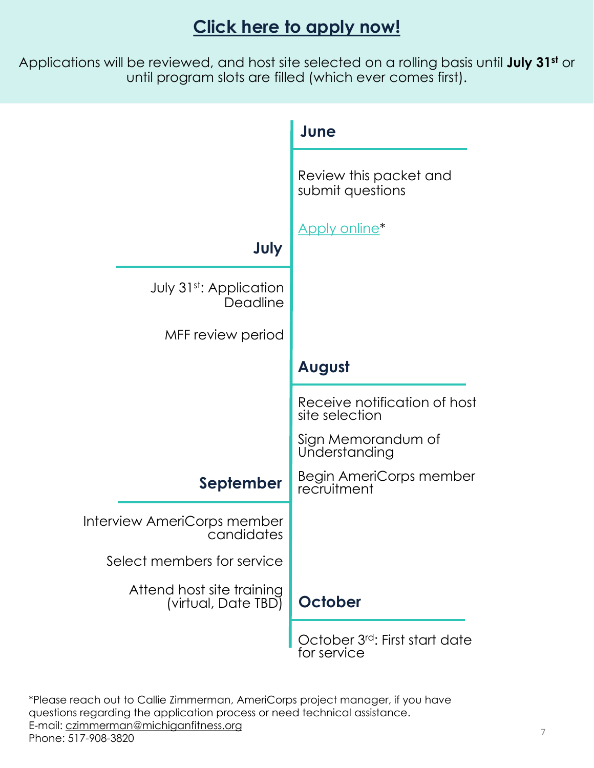## [Click here to apply now!]

Applications will be reviewed, and host site selected on a rolling basis until **July 31st** or until program slots are filled (which ever comes first).

### June

- Review this packet and submit questions
- Apply online*

### July

- July 31st: Application Deadline
- MFF review period

### August

- Receive notification of host site selection
- Sign Memorandum of Understanding
- Begin AmeriCorps member recruitment

### September

- Interview AmeriCorps member candidates
- Select members for service
- Attend host site training (virtual, Date TBD)

### October

- October 3rd: First start date for service

*Please reach out to Callie Zimmerman, AmeriCorps project manager, if you have questions regarding the application process or need technical assistance.
E-mail: czimmerman@michiganfitness.org
Phone: 517-908-3820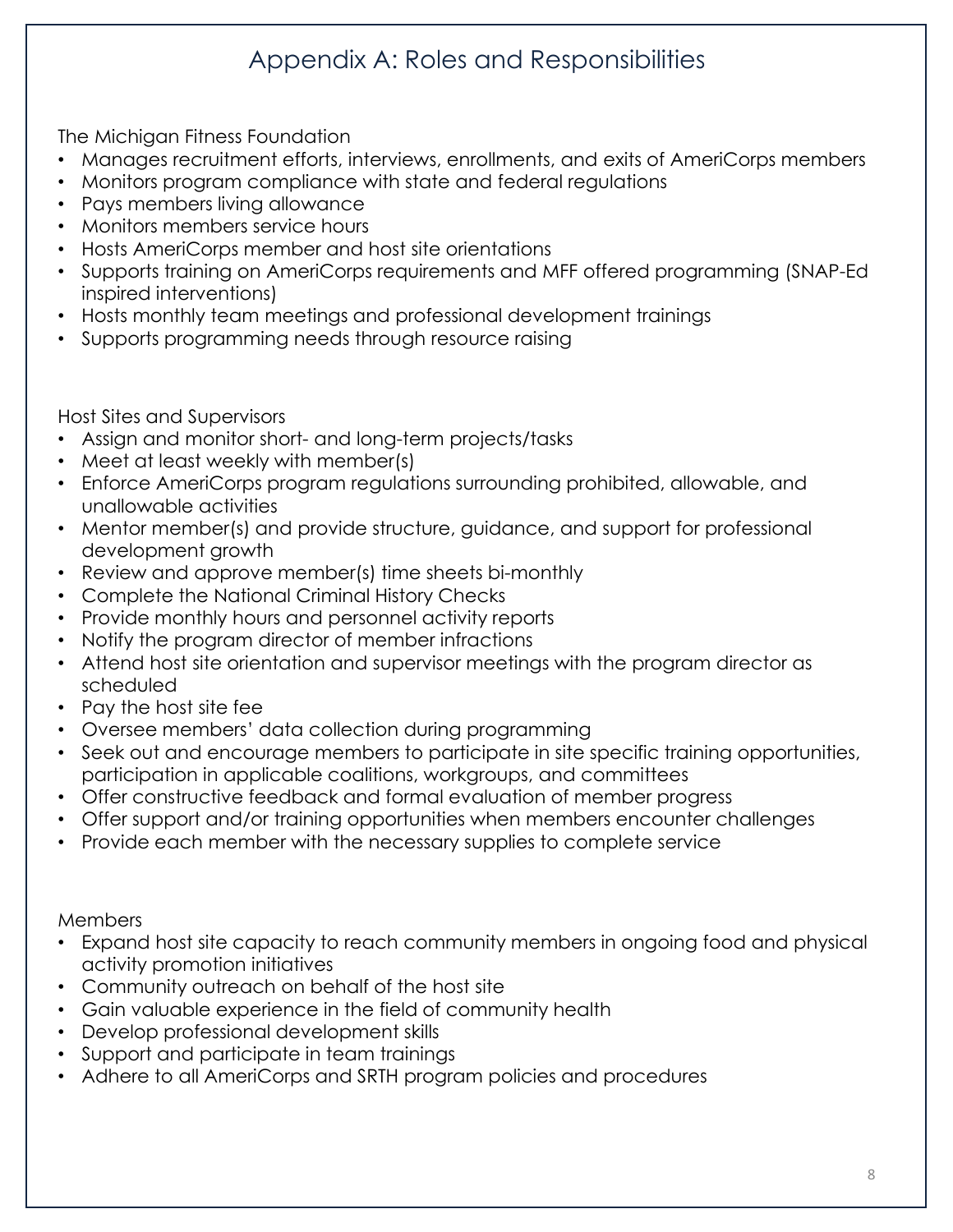# Appendix A: Roles and Responsibilities

The Michigan Fitness Foundation

- Manages recruitment efforts, interviews, enrollments, and exits of AmeriCorps members
- Monitors program compliance with state and federal regulations
- Pays members living allowance
- Monitors members service hours
- Hosts AmeriCorps member and host site orientations
- Supports training on AmeriCorps requirements and MFF offered programming (SNAP-Ed inspired interventions)
- Hosts monthly team meetings and professional development trainings
- Supports programming needs through resource raising

Host Sites and Supervisors

- Assign and monitor short- and long-term projects/tasks
- Meet at least weekly with member(s)
- Enforce AmeriCorps program regulations surrounding prohibited, allowable, and unallowable activities
- Mentor member(s) and provide structure, guidance, and support for professional development growth
- Review and approve member(s) time sheets bi-monthly
- Complete the National Criminal History Checks
- Provide monthly hours and personnel activity reports
- Notify the program director of member infractions
- Attend host site orientation and supervisor meetings with the program director as scheduled
- Pay the host site fee
- Oversee members' data collection during programming
- Seek out and encourage members to participate in site specific training opportunities, participation in applicable coalitions, workgroups, and committees
- Offer constructive feedback and formal evaluation of member progress
- Offer support and/or training opportunities when members encounter challenges
- Provide each member with the necessary supplies to complete service

Members

- Expand host site capacity to reach community members in ongoing food and physical activity promotion initiatives
- Community outreach on behalf of the host site
- Gain valuable experience in the field of community health
- Develop professional development skills
- Support and participate in team trainings
- Adhere to all AmeriCorps and SRTH program policies and procedures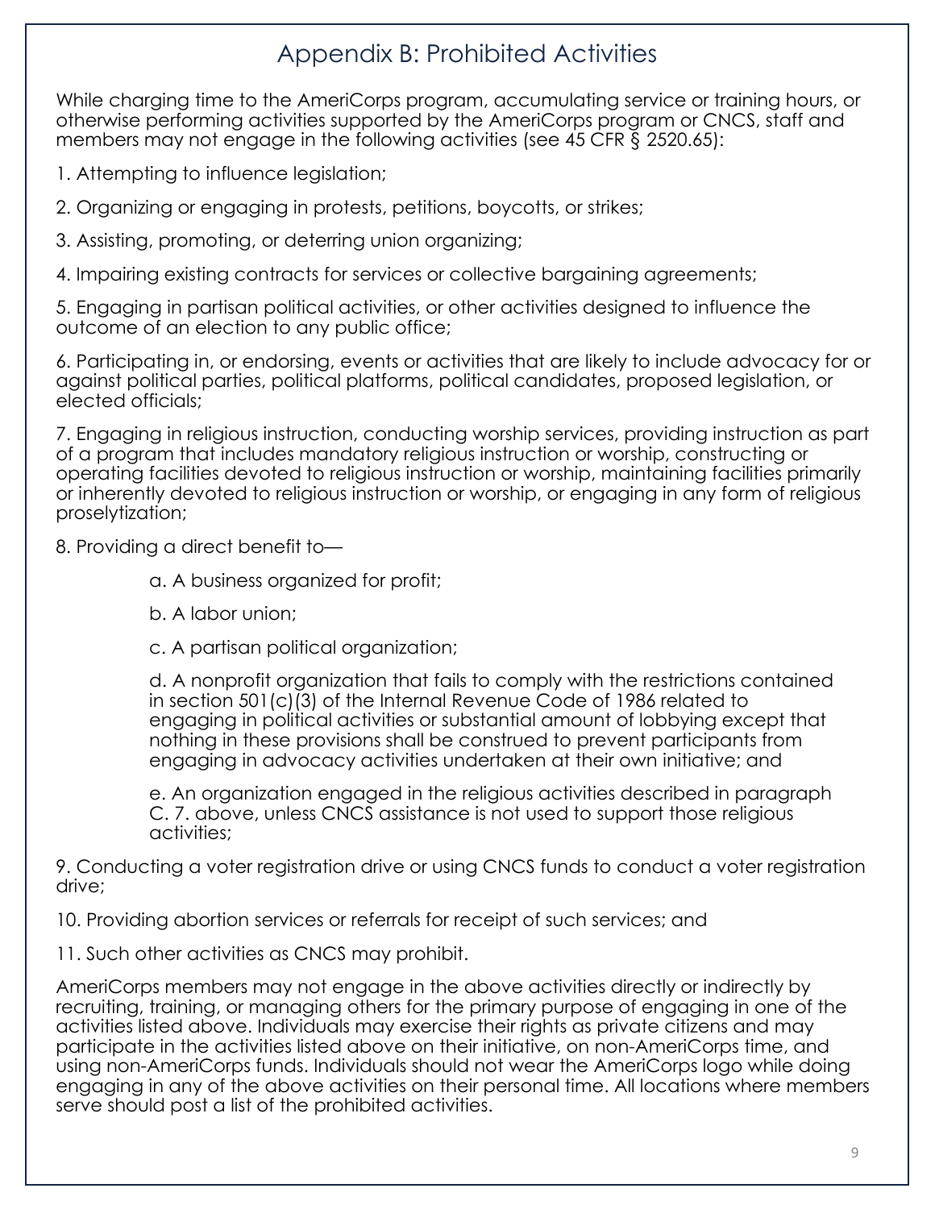# Appendix B: Prohibited Activities

While charging time to the AmeriCorps program, accumulating service or training hours, or otherwise performing activities supported by the AmeriCorps program or CNCS, staff and members may not engage in the following activities (see 45 CFR § 2520.65):

1. Attempting to influence legislation;

2. Organizing or engaging in protests, petitions, boycotts, or strikes;

3. Assisting, promoting, or deterring union organizing;

4. Impairing existing contracts for services or collective bargaining agreements;

5. Engaging in partisan political activities, or other activities designed to influence the outcome of an election to any public office;

6. Participating in, or endorsing, events or activities that are likely to include advocacy for or against political parties, political platforms, political candidates, proposed legislation, or elected officials;

7. Engaging in religious instruction, conducting worship services, providing instruction as part of a program that includes mandatory religious instruction or worship, constructing or operating facilities devoted to religious instruction or worship, maintaining facilities primarily or inherently devoted to religious instruction or worship, or engaging in any form of religious proselytization;

8. Providing a direct benefit to—

   a. A business organized for profit;

   b. A labor union;

   c. A partisan political organization;

   d. A nonprofit organization that fails to comply with the restrictions contained in section 501(c)(3) of the Internal Revenue Code of 1986 related to engaging in political activities or substantial amount of lobbying except that nothing in these provisions shall be construed to prevent participants from engaging in advocacy activities undertaken at their own initiative; and

   e. An organization engaged in the religious activities described in paragraph C. 7. above, unless CNCS assistance is not used to support those religious activities;

9. Conducting a voter registration drive or using CNCS funds to conduct a voter registration drive;

10. Providing abortion services or referrals for receipt of such services; and

11. Such other activities as CNCS may prohibit.

AmeriCorps members may not engage in the above activities directly or indirectly by recruiting, training, or managing others for the primary purpose of engaging in one of the activities listed above. Individuals may exercise their rights as private citizens and may participate in the activities listed above on their initiative, on non-AmeriCorps time, and using non-AmeriCorps funds. Individuals should not wear the AmeriCorps logo while doing engaging in any of the above activities on their personal time. All locations where members serve should post a list of the prohibited activities.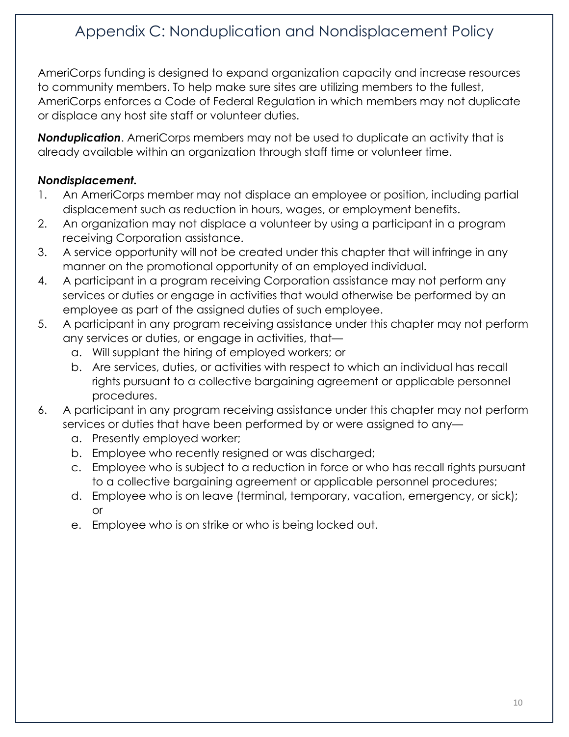# Appendix C: Nonduplication and Nondisplacement Policy

AmeriCorps funding is designed to expand organization capacity and increase resources to community members. To help make sure sites are utilizing members to the fullest, AmeriCorps enforces a Code of Federal Regulation in which members may not duplicate or displace any host site staff or volunteer duties.

***Nonduplication***. AmeriCorps members may not be used to duplicate an activity that is already available within an organization through staff time or volunteer time.

***Nondisplacement.***

1. An AmeriCorps member may not displace an employee or position, including partial displacement such as reduction in hours, wages, or employment benefits.
2. An organization may not displace a volunteer by using a participant in a program receiving Corporation assistance.
3. A service opportunity will not be created under this chapter that will infringe in any manner on the promotional opportunity of an employed individual.
4. A participant in a program receiving Corporation assistance may not perform any services or duties or engage in activities that would otherwise be performed by an employee as part of the assigned duties of such employee.
5. A participant in any program receiving assistance under this chapter may not perform any services or duties, or engage in activities, that—
   a. Will supplant the hiring of employed workers; or
   b. Are services, duties, or activities with respect to which an individual has recall rights pursuant to a collective bargaining agreement or applicable personnel procedures.
6. A participant in any program receiving assistance under this chapter may not perform services or duties that have been performed by or were assigned to any—
   a. Presently employed worker;
   b. Employee who recently resigned or was discharged;
   c. Employee who is subject to a reduction in force or who has recall rights pursuant to a collective bargaining agreement or applicable personnel procedures;
   d. Employee who is on leave (terminal, temporary, vacation, emergency, or sick); or
   e. Employee who is on strike or who is being locked out.